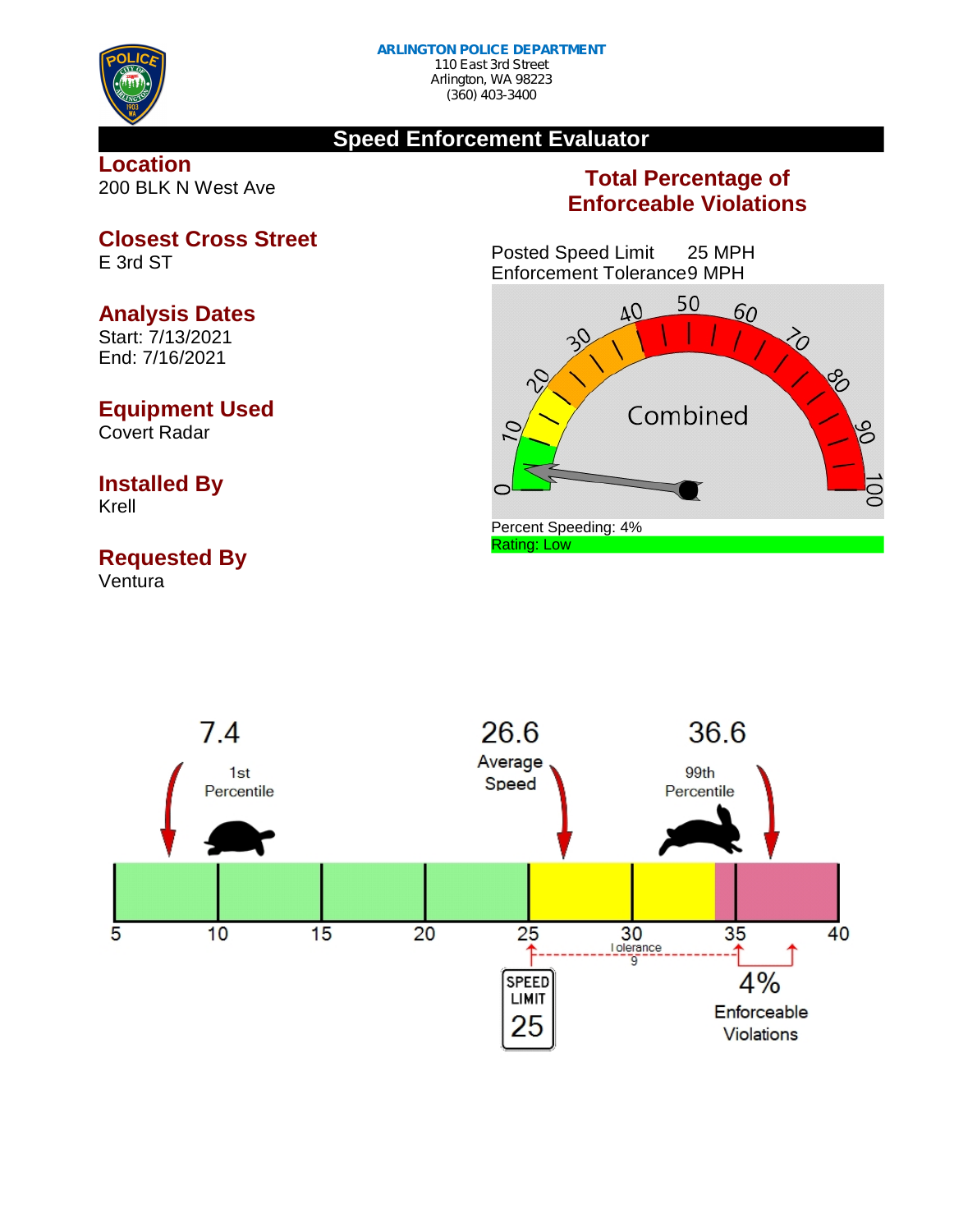**ARLINGTON POLICE DEPARTMENT**
110 East 3rd Street
Arlington, WA 98223
(360) 403-3400

# Speed Enforcement Evaluator

## Location
200 BLK N West Ave

## Closest Cross Street
E 3rd ST

## Analysis Dates
Start: 7/13/2021
End: 7/16/2021

## Equipment Used
Covert Radar

## Installed By
Krell

## Requested By
Ventura

## Total Percentage of Enforceable Violations

Posted Speed Limit 25 MPH
Enforcement Tolerance 9 MPH

Combined

Percent Speeding: 4%
Rating: Low

7.4 — 1st Percentile

26.6 — Average Speed

36.6 — 99th Percentile

Speed Limit 25

Tolerance 9

4% Enforceable Violations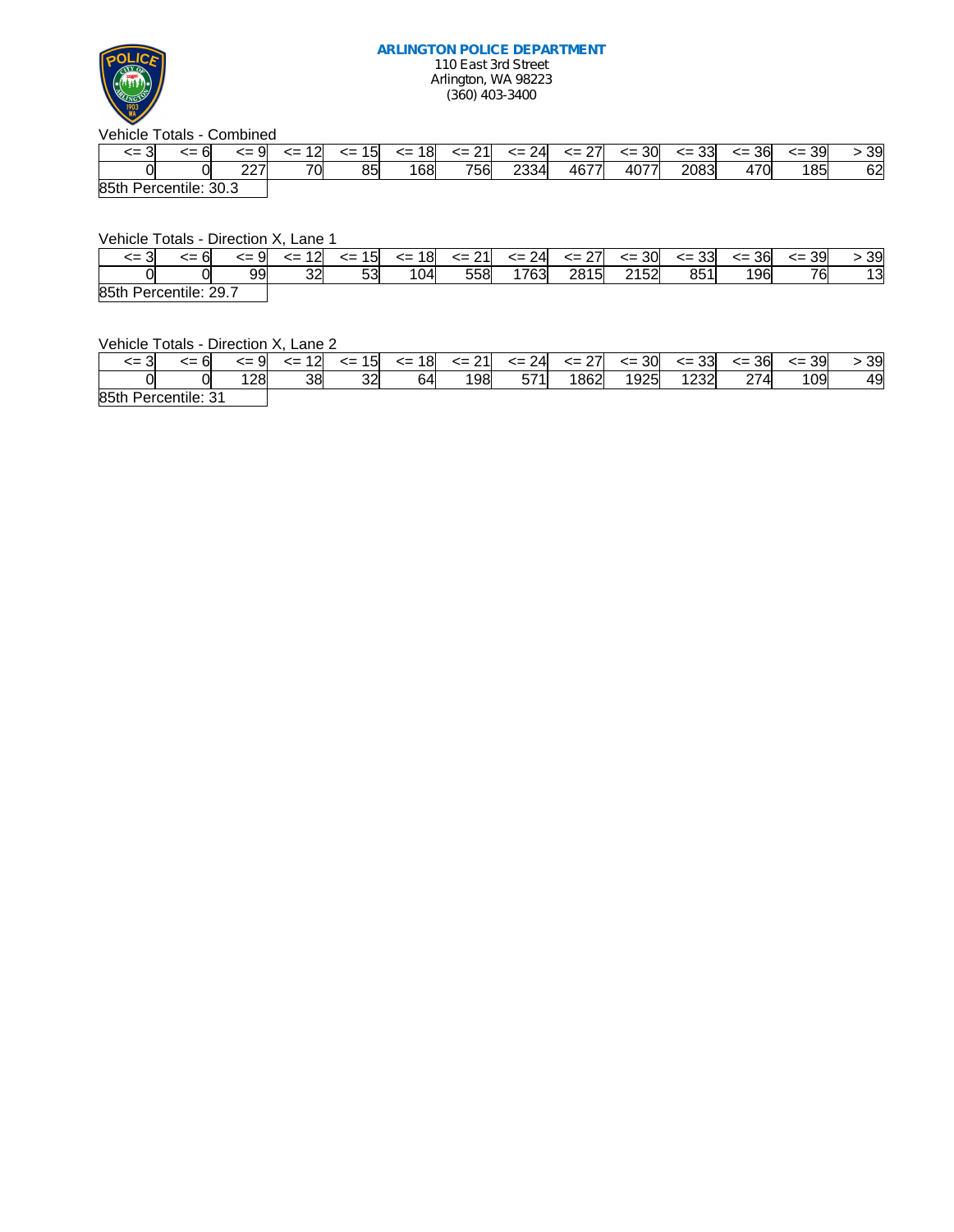**ARLINGTON POLICE DEPARTMENT**
110 East 3rd Street
Arlington, WA 98223
(360) 403-3400

Vehicle Totals - Combined

| <= 3 | <= 6 | <= 9 | <= 12 | <= 15 | <= 18 | <= 21 | <= 24 | <= 27 | <= 30 | <= 33 | <= 36 | <= 39 | > 39 |
|---|---|---|---|---|---|---|---|---|---|---|---|---|---|
| 0 | 0 | 227 | 70 | 85 | 168 | 756 | 2334 | 4677 | 4077 | 2083 | 470 | 185 | 62 |

85th Percentile: 30.3

Vehicle Totals - Direction X, Lane 1

| <= 3 | <= 6 | <= 9 | <= 12 | <= 15 | <= 18 | <= 21 | <= 24 | <= 27 | <= 30 | <= 33 | <= 36 | <= 39 | > 39 |
|---|---|---|---|---|---|---|---|---|---|---|---|---|---|
| 0 | 0 | 99 | 32 | 53 | 104 | 558 | 1763 | 2815 | 2152 | 851 | 196 | 76 | 13 |

85th Percentile: 29.7

Vehicle Totals - Direction X, Lane 2

| <= 3 | <= 6 | <= 9 | <= 12 | <= 15 | <= 18 | <= 21 | <= 24 | <= 27 | <= 30 | <= 33 | <= 36 | <= 39 | > 39 |
|---|---|---|---|---|---|---|---|---|---|---|---|---|---|
| 0 | 0 | 128 | 38 | 32 | 64 | 198 | 571 | 1862 | 1925 | 1232 | 274 | 109 | 49 |

85th Percentile: 31